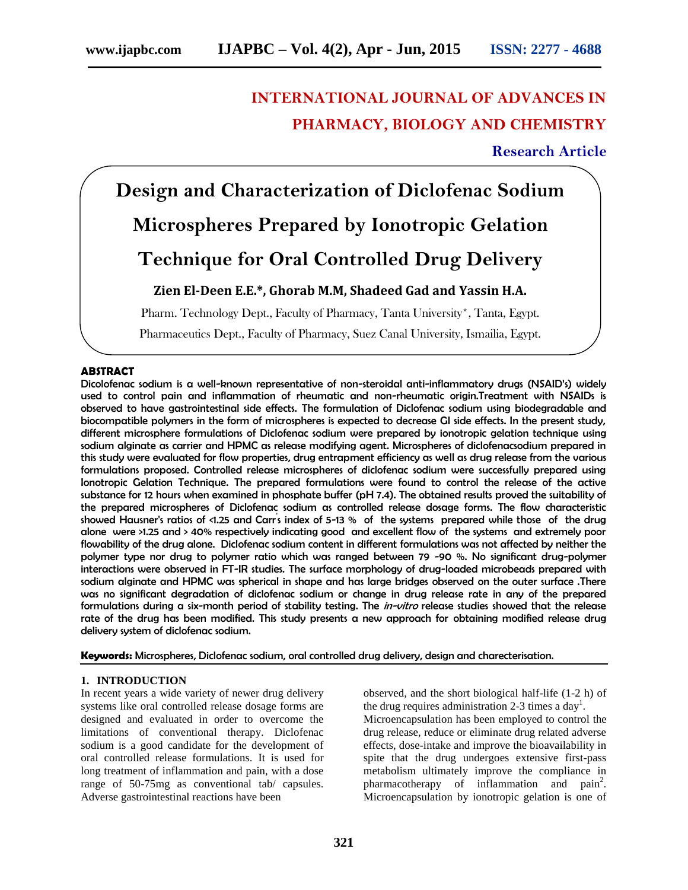# INTERNATIONAL JOURNAL OF ADVANCES IN PHARMACY, BIOLOGY AND CHEMISTRY

**Research Article**

# Design and Characterization of Diclofenac Sodium Microspheres Prepared by Ionotropic Gelation Technique for Oral Controlled Drug Delivery

**Zien El-Deen E.E.\*, Ghorab M.M, Shadeed Gad and Yassin H.A.**

Pharm. Technology Dept., Faculty of Pharmacy, Tanta University\*, Tanta, Egypt.

Pharmaceutics Dept., Faculty of Pharmacy, Suez Canal University, Ismailia, Egypt.

## ABSTRACT

Dicolofenac sodium is a well-known representative of non-steroidal anti-inflammatory drugs (NSAID's) widely used to control pain and inflammation of rheumatic and non-rheumatic origin.Treatment with NSAIDs is observed to have gastrointestinal side effects. The formulation of Diclofenac sodium using biodegradable and biocompatible polymers in the form of microspheres is expected to decrease GI side effects. In the present study, different microsphere formulations of Diclofenac sodium were prepared by ionotropic gelation technique using sodium alginate as carrier and HPMC as release modifying agent. Microspheres of diclofenacsodium prepared in this study were evaluated for flow properties, drug entrapment efficiency as well as drug release from the various formulations proposed. Controlled release microspheres of diclofenac sodium were successfully prepared using Ionotropic Gelation Technique. The prepared formulations were found to control the release of the active substance for 12 hours when examined in phosphate buffer (pH 7.4). The obtained results proved the suitability of the prepared microspheres of Diclofenac sodium as controlled release dosage forms. The flow characteristic showed Hausner's ratios of <1.25 and Carr's index of 5-13 % of the systems prepared while those of the drug alone were >1.25 and > 40% respectively indicating good and excellent flow of the systems and extremely poor flowability of the drug alone. Diclofenac sodium content in different formulations was not affected by neither the polymer type nor drug to polymer ratio which was ranged between 79 -90 %. No significant drug-polymer interactions were observed in FT-IR studies. The surface morphology of drug-loaded microbeads prepared with sodium alginate and HPMC was spherical in shape and has large bridges observed on the outer surface .There was no significant degradation of diclofenac sodium or change in drug release rate in any of the prepared formulations during a six-month period of stability testing. The *in-vitro* release studies showed that the release rate of the drug has been modified. This study presents a new approach for obtaining modified release drug delivery system of diclofenac sodium.

**Keywords:** Microspheres, Diclofenac sodium, oral controlled drug delivery, design and charecterisation.

## 1. INTRODUCTION

In recent years a wide variety of newer drug delivery systems like oral controlled release dosage forms are designed and evaluated in order to overcome the limitations of conventional therapy. Diclofenac sodium is a good candidate for the development of oral controlled release formulations. It is used for long treatment of inflammation and pain, with a dose range of 50-75mg as conventional tab/ capsules. Adverse gastrointestinal reactions have been observed, and the short biological half-life (1-2 h) of the drug requires administration 2-3 times a day[1].

Microencapsulation has been employed to control the drug release, reduce or eliminate drug related adverse effects, dose-intake and improve the bioavailability in spite that the drug undergoes extensive first-pass metabolism ultimately improve the compliance in pharmacotherapy of inflammation and pain[2]. Microencapsulation by ionotropic gelation is one of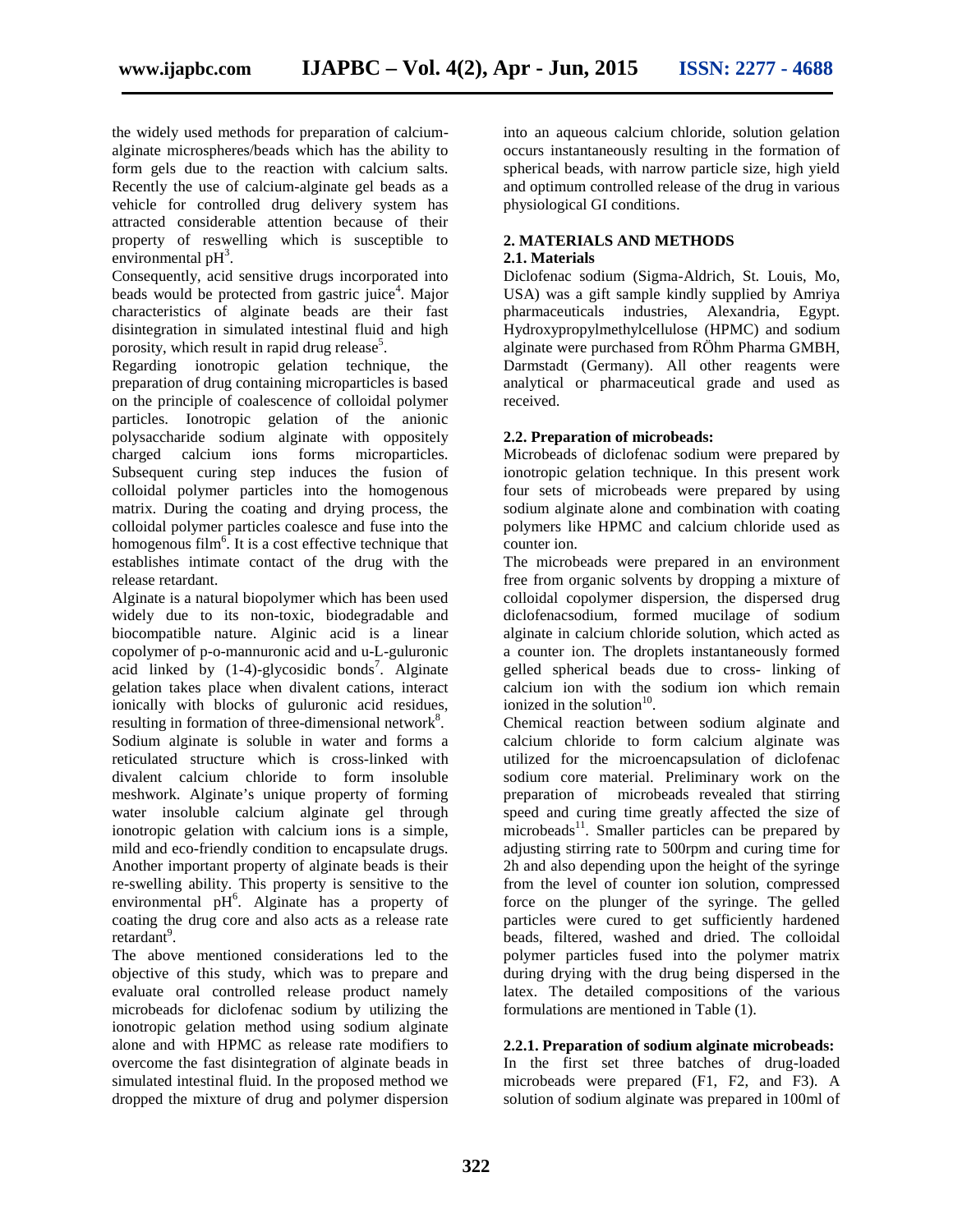the widely used methods for preparation of calcium-alginate microspheres/beads which has the ability to form gels due to the reaction with calcium salts. Recently the use of calcium-alginate gel beads as a vehicle for controlled drug delivery system has attracted considerable attention because of their property of reswelling which is susceptible to environmental pH[3].

Consequently, acid sensitive drugs incorporated into beads would be protected from gastric juice[4]. Major characteristics of alginate beads are their fast disintegration in simulated intestinal fluid and high porosity, which result in rapid drug release[5].

Regarding ionotropic gelation technique, the preparation of drug containing microparticles is based on the principle of coalescence of colloidal polymer particles. Ionotropic gelation of the anionic polysaccharide sodium alginate with oppositely charged calcium ions forms microparticles. Subsequent curing step induces the fusion of colloidal polymer particles into the homogenous matrix. During the coating and drying process, the colloidal polymer particles coalesce and fuse into the homogenous film[6]. It is a cost effective technique that establishes intimate contact of the drug with the release retardant.

Alginate is a natural biopolymer which has been used widely due to its non-toxic, biodegradable and biocompatible nature. Alginic acid is a linear copolymer of p-o-mannuronic acid and u-L-guluronic acid linked by (1-4)-glycosidic bonds[7]. Alginate gelation takes place when divalent cations, interact ionically with blocks of guluronic acid residues, resulting in formation of three-dimensional network[8]. Sodium alginate is soluble in water and forms a reticulated structure which is cross-linked with divalent calcium chloride to form insoluble meshwork. Alginate's unique property of forming water insoluble calcium alginate gel through ionotropic gelation with calcium ions is a simple, mild and eco-friendly condition to encapsulate drugs. Another important property of alginate beads is their re-swelling ability. This property is sensitive to the environmental pH[6]. Alginate has a property of coating the drug core and also acts as a release rate retardant[9].

The above mentioned considerations led to the objective of this study, which was to prepare and evaluate oral controlled release product namely microbeads for diclofenac sodium by utilizing the ionotropic gelation method using sodium alginate alone and with HPMC as release rate modifiers to overcome the fast disintegration of alginate beads in simulated intestinal fluid. In the proposed method we dropped the mixture of drug and polymer dispersion into an aqueous calcium chloride, solution gelation occurs instantaneously resulting in the formation of spherical beads, with narrow particle size, high yield and optimum controlled release of the drug in various physiological GI conditions.

## 2. MATERIALS AND METHODS

### 2.1. Materials

Diclofenac sodium (Sigma-Aldrich, St. Louis, Mo, USA) was a gift sample kindly supplied by Amriya pharmaceuticals industries, Alexandria, Egypt. Hydroxypropylmethylcellulose (HPMC) and sodium alginate were purchased from RÖhm Pharma GMBH, Darmstadt (Germany). All other reagents were analytical or pharmaceutical grade and used as received.

### 2.2. Preparation of microbeads:

Microbeads of diclofenac sodium were prepared by ionotropic gelation technique. In this present work four sets of microbeads were prepared by using sodium alginate alone and combination with coating polymers like HPMC and calcium chloride used as counter ion.

The microbeads were prepared in an environment free from organic solvents by dropping a mixture of colloidal copolymer dispersion, the dispersed drug diclofenacsodium, formed mucilage of sodium alginate in calcium chloride solution, which acted as a counter ion. The droplets instantaneously formed gelled spherical beads due to cross- linking of calcium ion with the sodium ion which remain ionized in the solution[10].

Chemical reaction between sodium alginate and calcium chloride to form calcium alginate was utilized for the microencapsulation of diclofenac sodium core material. Preliminary work on the preparation of microbeads revealed that stirring speed and curing time greatly affected the size of microbeads[11]. Smaller particles can be prepared by adjusting stirring rate to 500rpm and curing time for 2h and also depending upon the height of the syringe from the level of counter ion solution, compressed force on the plunger of the syringe. The gelled particles were cured to get sufficiently hardened beads, filtered, washed and dried. The colloidal polymer particles fused into the polymer matrix during drying with the drug being dispersed in the latex. The detailed compositions of the various formulations are mentioned in Table (1).

#### 2.2.1. Preparation of sodium alginate microbeads:

In the first set three batches of drug-loaded microbeads were prepared (F1, F2, and F3). A solution of sodium alginate was prepared in 100ml of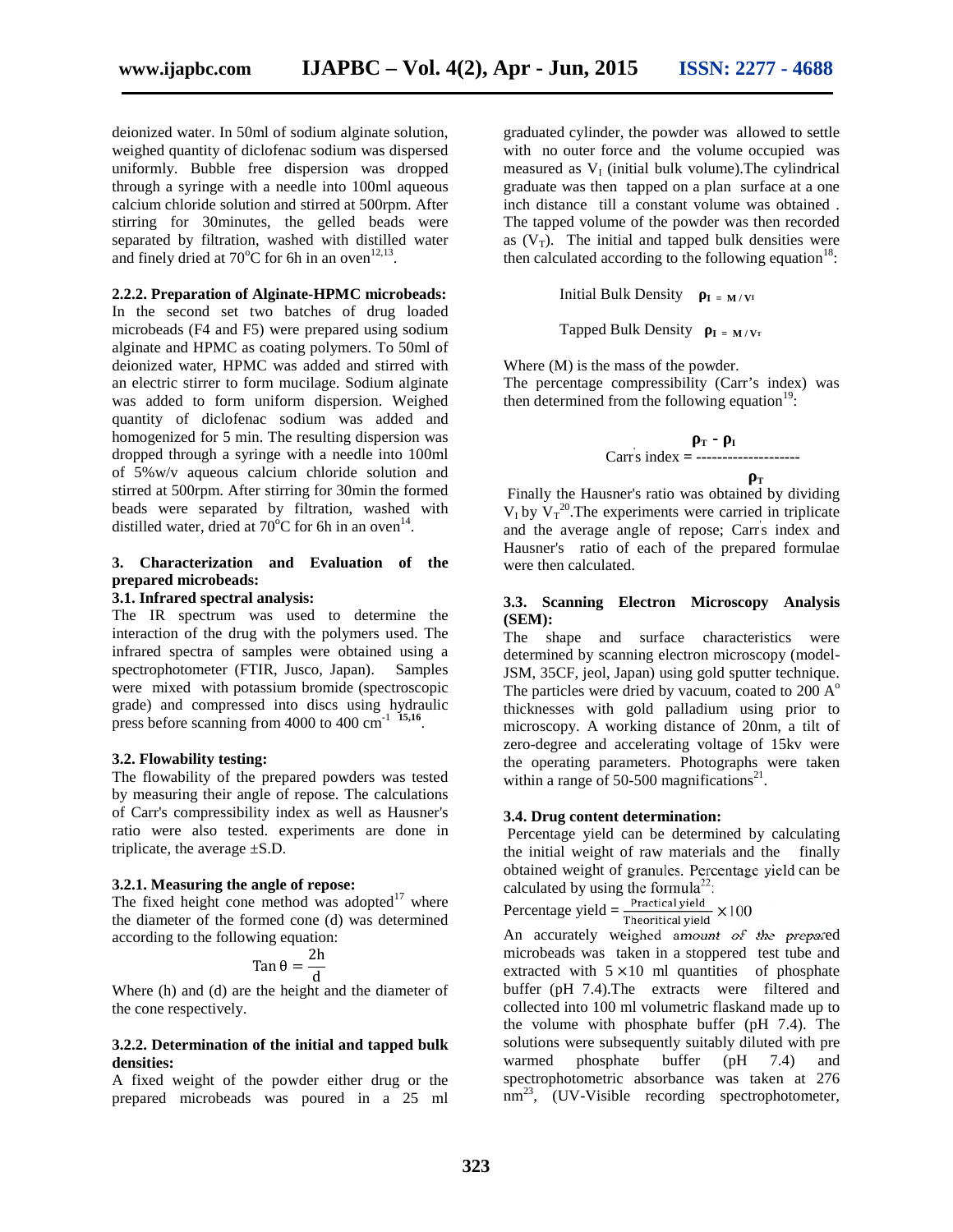deionized water. In 50ml of sodium alginate solution, weighed quantity of diclofenac sodium was dispersed uniformly. Bubble free dispersion was dropped through a syringe with a needle into 100ml aqueous calcium chloride solution and stirred at 500rpm. After stirring for 30minutes, the gelled beads were separated by filtration, washed with distilled water and finely dried at 70°C for 6h in an oven[12,13].

**2.2.2. Preparation of Alginate-HPMC microbeads:**
In the second set two batches of drug loaded microbeads (F4 and F5) were prepared using sodium alginate and HPMC as coating polymers. To 50ml of deionized water, HPMC was added and stirred with an electric stirrer to form mucilage. Sodium alginate was added to form uniform dispersion. Weighed quantity of diclofenac sodium was added and homogenized for 5 min. The resulting dispersion was dropped through a syringe with a needle into 100ml of 5%w/v aqueous calcium chloride solution and stirred at 500rpm. After stirring for 30min the formed beads were separated by filtration, washed with distilled water, dried at 70°C for 6h in an oven[14].

## 3. Characterization and Evaluation of the prepared microbeads:

### 3.1. Infrared spectral analysis:
The IR spectrum was used to determine the interaction of the drug with the polymers used. The infrared spectra of samples were obtained using a spectrophotometer (FTIR, Jusco, Japan). Samples were mixed with potassium bromide (spectroscopic grade) and compressed into discs using hydraulic press before scanning from 4000 to 400 $cm^{-1}$ [15,16].

### 3.2. Flowability testing:
The flowability of the prepared powders was tested by measuring their angle of repose. The calculations of Carr's compressibility index as well as Hausner's ratio were also tested. experiments are done in triplicate, the average ±S.D.

**3.2.1. Measuring the angle of repose:**
The fixed height cone method was adopted[17] where the diameter of the formed cone (d) was determined according to the following equation:

$$\text{Tan}\,\theta = \frac{2h}{d}$$

Where (h) and (d) are the height and the diameter of the cone respectively.

**3.2.2. Determination of the initial and tapped bulk densities:**
A fixed weight of the powder either drug or the prepared microbeads was poured in a 25 ml graduated cylinder, the powder was allowed to settle with no outer force and the volume occupied was measured as $V_I$ (initial bulk volume).The cylindrical graduate was then tapped on a plan surface at a one inch distance till a constant volume was obtained . The tapped volume of the powder was then recorded as ($V_T$). The initial and tapped bulk densities were then calculated according to the following equation[18]:

Initial Bulk Density $\rho_I = M / V_I$

Tapped Bulk Density $\rho_I = M / V_T$

Where (M) is the mass of the powder.
The percentage compressibility (Carr's index) was then determined from the following equation[19]:

$$\text{Carr's index} = \frac{\rho_T - \rho_I}{\rho_T}$$

Finally the Hausner's ratio was obtained by dividing $V_I$ by $V_T$[20].The experiments were carried in triplicate and the average angle of repose; Carr's index and Hausner's ratio of each of the prepared formulae were then calculated.

### 3.3. Scanning Electron Microscopy Analysis (SEM):
The shape and surface characteristics were determined by scanning electron microscopy (model-JSM, 35CF, jeol, Japan) using gold sputter technique. The particles were dried by vacuum, coated to 200 A° thicknesses with gold palladium using prior to microscopy. A working distance of 20nm, a tilt of zero-degree and accelerating voltage of 15kv were the operating parameters. Photographs were taken within a range of 50-500 magnifications[21].

### 3.4. Drug content determination:
Percentage yield can be determined by calculating the initial weight of raw materials and the finally obtained weight of granules. Percentage yield can be calculated by using the formula[22]:

$$\text{Percentage yield} = \frac{\text{Practical yield}}{\text{Theoritical yield}} \times 100$$

An accurately weighed amount of the prepared microbeads was taken in a stoppered test tube and extracted with $5 \times 10$ ml quantities of phosphate buffer (pH 7.4).The extracts were filtered and collected into 100 ml volumetric flaskand made up to the volume with phosphate buffer (pH 7.4). The solutions were subsequently suitably diluted with pre warmed phosphate buffer (pH 7.4) and spectrophotometric absorbance was taken at 276 nm[23], (UV-Visible recording spectrophotometer,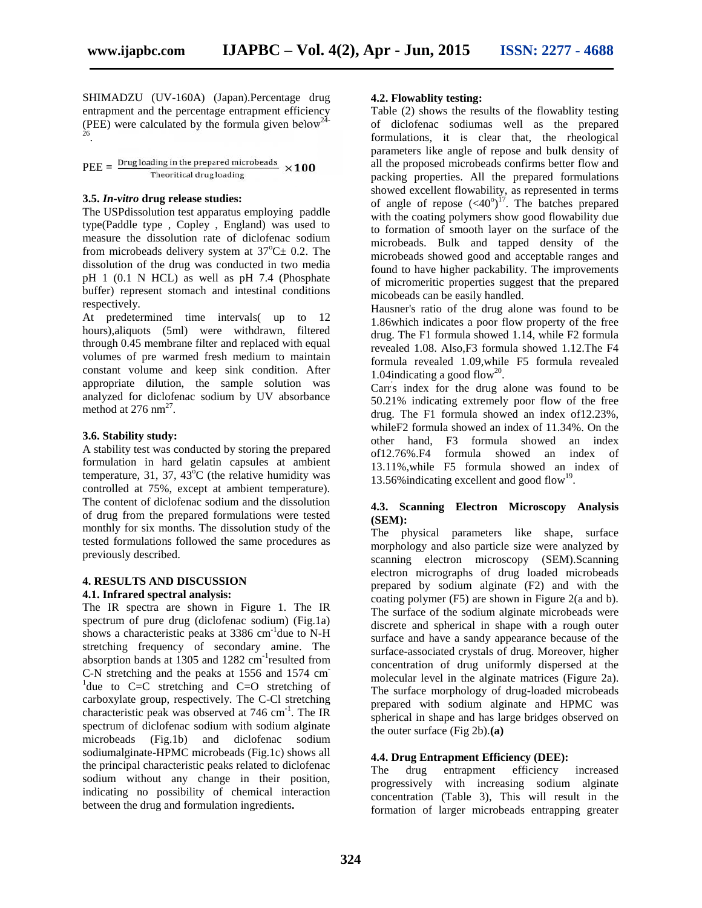SHIMADZU (UV-160A) (Japan).Percentage drug entrapment and the percentage entrapment efficiency (PEE) were calculated by the formula given below[24-26].

$$PEE = \frac{\text{Drug loading in the prepared microbeads}}{\text{Theoritical drug loading}} \times 100$$

### 3.5. *In-vitro* drug release studies:

The USPdissolution test apparatus employing paddle type(Paddle type , Copley , England) was used to measure the dissolution rate of diclofenac sodium from microbeads delivery system at 37°C± 0.2. The dissolution of the drug was conducted in two media pH 1 (0.1 N HCL) as well as pH 7.4 (Phosphate buffer) represent stomach and intestinal conditions respectively.

At predetermined time intervals( up to 12 hours),aliquots (5ml) were withdrawn, filtered through 0.45 membrane filter and replaced with equal volumes of pre warmed fresh medium to maintain constant volume and keep sink condition. After appropriate dilution, the sample solution was analyzed for diclofenac sodium by UV absorbance method at 276 nm[27].

### 3.6. Stability study:

A stability test was conducted by storing the prepared formulation in hard gelatin capsules at ambient temperature, 31, 37, 43°C (the relative humidity was controlled at 75%, except at ambient temperature). The content of diclofenac sodium and the dissolution of drug from the prepared formulations were tested monthly for six months. The dissolution study of the tested formulations followed the same procedures as previously described.

## 4. RESULTS AND DISCUSSION

### 4.1. Infrared spectral analysis:

The IR spectra are shown in Figure 1. The IR spectrum of pure drug (diclofenac sodium) (Fig.1a) shows a characteristic peaks at 3386 $cm^{-1}$due to N-H stretching frequency of secondary amine. The absorption bands at 1305 and 1282 $cm^{-1}$resulted from C-N stretching and the peaks at 1556 and 1574 $cm^{-1}$due to C=C stretching and C=O stretching of carboxylate group, respectively. The C-Cl stretching characteristic peak was observed at 746 $cm^{-1}$. The IR spectrum of diclofenac sodium with sodium alginate microbeads (Fig.1b) and diclofenac sodium sodiumalginate-HPMC microbeads (Fig.1c) shows all the principal characteristic peaks related to diclofenac sodium without any change in their position, indicating no possibility of chemical interaction between the drug and formulation ingredients**.**

### 4.2. Flowablity testing:

Table (2) shows the results of the flowablity testing of diclofenac sodiumas well as the prepared formulations, it is clear that, the rheological parameters like angle of repose and bulk density of all the proposed microbeads confirms better flow and packing properties. All the prepared formulations showed excellent flowability, as represented in terms of angle of repose (<40°)[17]. The batches prepared with the coating polymers show good flowability due to formation of smooth layer on the surface of the microbeads. Bulk and tapped density of the microbeads showed good and acceptable ranges and found to have higher packability. The improvements of micromeritic properties suggest that the prepared micobeads can be easily handled.

Hausner's ratio of the drug alone was found to be 1.86which indicates a poor flow property of the free drug. The F1 formula showed 1.14, while F2 formula revealed 1.08. Also,F3 formula showed 1.12.The F4 formula revealed 1.09,while F5 formula revealed 1.04indicating a good flow[20].

Carr's index for the drug alone was found to be 50.21% indicating extremely poor flow of the free drug. The F1 formula showed an index of12.23%, whileF2 formula showed an index of 11.34%. On the other hand, F3 formula showed an index of12.76%.F4 formula showed an index of 13.11%,while F5 formula showed an index of 13.56%indicating excellent and good flow[19].

### 4.3. Scanning Electron Microscopy Analysis (SEM):

The physical parameters like shape, surface morphology and also particle size were analyzed by scanning electron microscopy (SEM).Scanning electron micrographs of drug loaded microbeads prepared by sodium alginate (F2) and with the coating polymer (F5) are shown in Figure 2(a and b). The surface of the sodium alginate microbeads were discrete and spherical in shape with a rough outer surface and have a sandy appearance because of the surface-associated crystals of drug. Moreover, higher concentration of drug uniformly dispersed at the molecular level in the alginate matrices (Figure 2a). The surface morphology of drug-loaded microbeads prepared with sodium alginate and HPMC was spherical in shape and has large bridges observed on the outer surface (Fig 2b).**(a)**

### 4.4. Drug Entrapment Efficiency (DEE):

The drug entrapment efficiency increased progressively with increasing sodium alginate concentration (Table 3), This will result in the formation of larger microbeads entrapping greater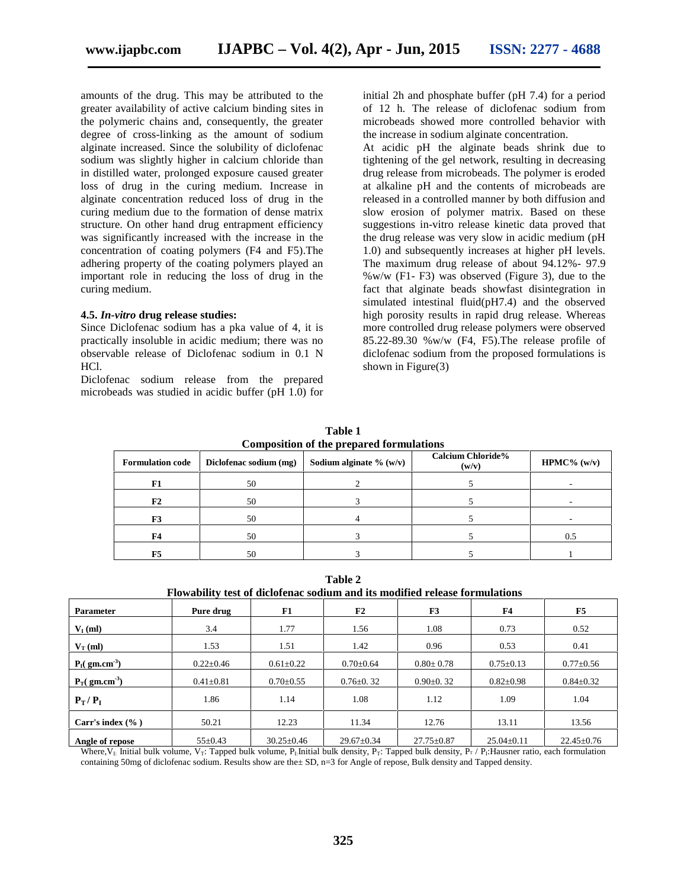amounts of the drug. This may be attributed to the greater availability of active calcium binding sites in the polymeric chains and, consequently, the greater degree of cross-linking as the amount of sodium alginate increased. Since the solubility of diclofenac sodium was slightly higher in calcium chloride than in distilled water, prolonged exposure caused greater loss of drug in the curing medium. Increase in alginate concentration reduced loss of drug in the curing medium due to the formation of dense matrix structure. On other hand drug entrapment efficiency was significantly increased with the increase in the concentration of coating polymers (F4 and F5).The adhering property of the coating polymers played an important role in reducing the loss of drug in the curing medium.

### 4.5. *In-vitro* drug release studies:

Since Diclofenac sodium has a pka value of 4, it is practically insoluble in acidic medium; there was no observable release of Diclofenac sodium in 0.1 N HCl.

Diclofenac sodium release from the prepared microbeads was studied in acidic buffer (pH 1.0) for initial 2h and phosphate buffer (pH 7.4) for a period of 12 h. The release of diclofenac sodium from microbeads showed more controlled behavior with the increase in sodium alginate concentration.

At acidic pH the alginate beads shrink due to tightening of the gel network, resulting in decreasing drug release from microbeads. The polymer is eroded at alkaline pH and the contents of microbeads are released in a controlled manner by both diffusion and slow erosion of polymer matrix. Based on these suggestions in-vitro release kinetic data proved that the drug release was very slow in acidic medium (pH 1.0) and subsequently increases at higher pH levels. The maximum drug release of about 94.12%- 97.9 %w/w (F1- F3) was observed (Figure 3), due to the fact that alginate beads showfast disintegration in simulated intestinal fluid(pH7.4) and the observed high porosity results in rapid drug release. Whereas more controlled drug release polymers were observed 85.22-89.30 %w/w (F4, F5).The release profile of diclofenac sodium from the proposed formulations is shown in Figure(3)

**Table 1**
**Composition of the prepared formulations**

| Formulation code | Diclofenac sodium (mg) | Sodium alginate % (w/v) | Calcium Chloride% (w/v) | HPMC% (w/v) |
|---|---|---|---|---|
| F1 | 50 | 2 | 5 | - |
| F2 | 50 | 3 | 5 | - |
| F3 | 50 | 4 | 5 | - |
| F4 | 50 | 3 | 5 | 0.5 |
| F5 | 50 | 3 | 5 | 1 |

**Table 2**
**Flowability test of diclofenac sodium and its modified release formulations**

| Parameter | Pure drug | F1 | F2 | F3 | F4 | F5 |
|---|---|---|---|---|---|---|
| $V_I$ (ml) | 3.4 | 1.77 | 1.56 | 1.08 | 0.73 | 0.52 |
| $V_T$ (ml) | 1.53 | 1.51 | 1.42 | 0.96 | 0.53 | 0.41 |
| $P_I$( gm.cm$^{-3}$) | 0.22±0.46 | 0.61±0.22 | 0.70±0.64 | 0.80± 0.78 | 0.75±0.13 | 0.77±0.56 |
| $P_T$( gm.cm$^{-3}$) | 0.41±0.81 | 0.70±0.55 | 0.76±0. 32 | 0.90±0. 32 | 0.82±0.98 | 0.84±0.32 |
| $P_T$ / $P_I$ | 1.86 | 1.14 | 1.08 | 1.12 | 1.09 | 1.04 |
| Carr's index (% ) | 50.21 | 12.23 | 11.34 | 12.76 | 13.11 | 13.56 |
| Angle of repose | 55±0.43 | 30.25±0.46 | 29.67±0.34 | 27.75±0.87 | 25.04±0.11 | 22.45±0.76 |

Where, $V_I$: Initial bulk volume, $V_T$: Tapped bulk volume, $P_I$:Initial bulk density, $P_T$: Tapped bulk density, $P_T$ / $P_I$:Hausner ratio, each formulation containing 50mg of diclofenac sodium. Results show are the± SD, n=3 for Angle of repose, Bulk density and Tapped density.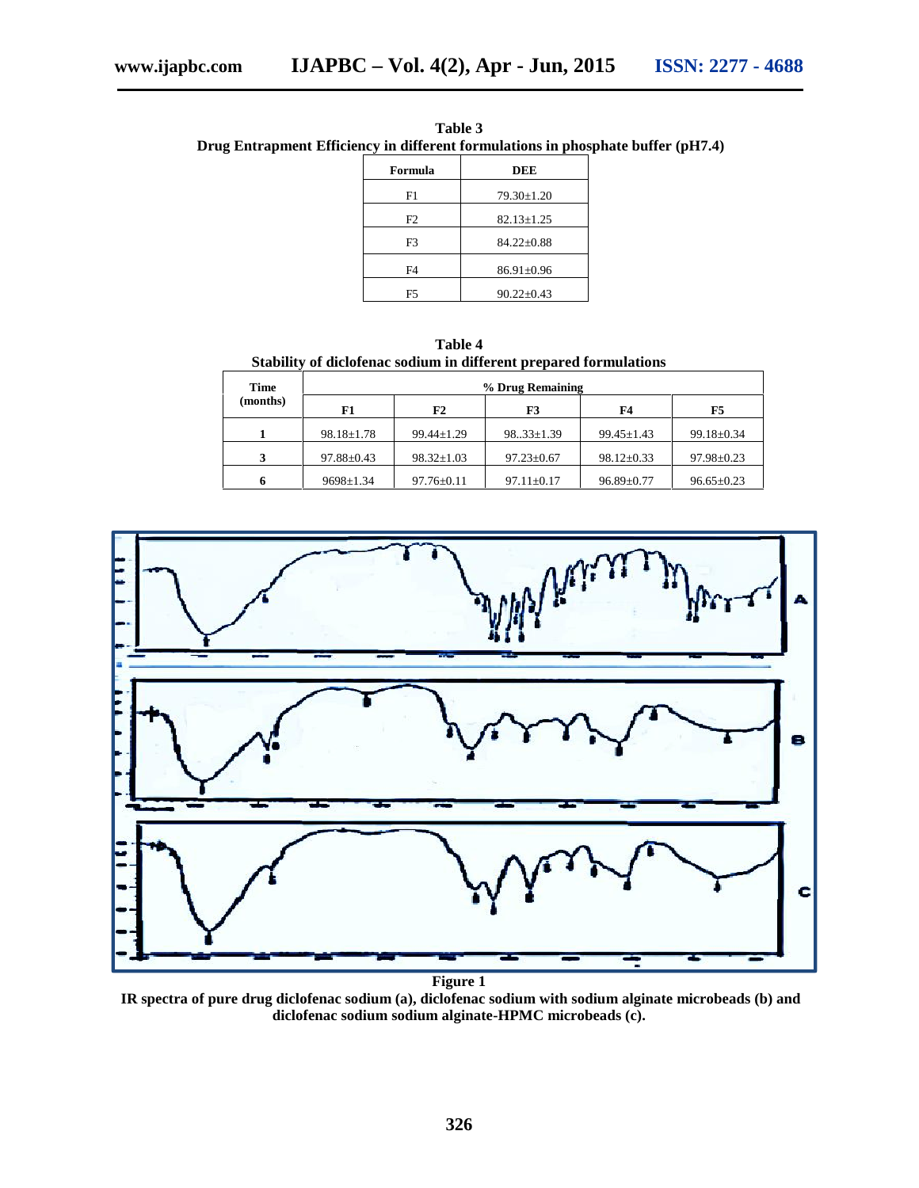**Table 3**
**Drug Entrapment Efficiency in different formulations in phosphate buffer (pH7.4)**

| Formula | DEE |
|---|---|
| F1 | 79.30±1.20 |
| F2 | 82.13±1.25 |
| F3 | 84.22±0.88 |
| F4 | 86.91±0.96 |
| F5 | 90.22±0.43 |

**Table 4**
**Stability of diclofenac sodium in different prepared formulations**

| Time (months) | % Drug Remaining | | | | |
|---|---|---|---|---|---|
| | F1 | F2 | F3 | F4 | F5 |
| 1 | 98.18±1.78 | 99.44±1.29 | 98..33±1.39 | 99.45±1.43 | 99.18±0.34 |
| 3 | 97.88±0.43 | 98.32±1.03 | 97.23±0.67 | 98.12±0.33 | 97.98±0.23 |
| 6 | 9698±1.34 | 97.76±0.11 | 97.11±0.17 | 96.89±0.77 | 96.65±0.23 |

**Figure 1**
**IR spectra of pure drug diclofenac sodium (a), diclofenac sodium with sodium alginate microbeads (b) and diclofenac sodium sodium alginate-HPMC microbeads (c).**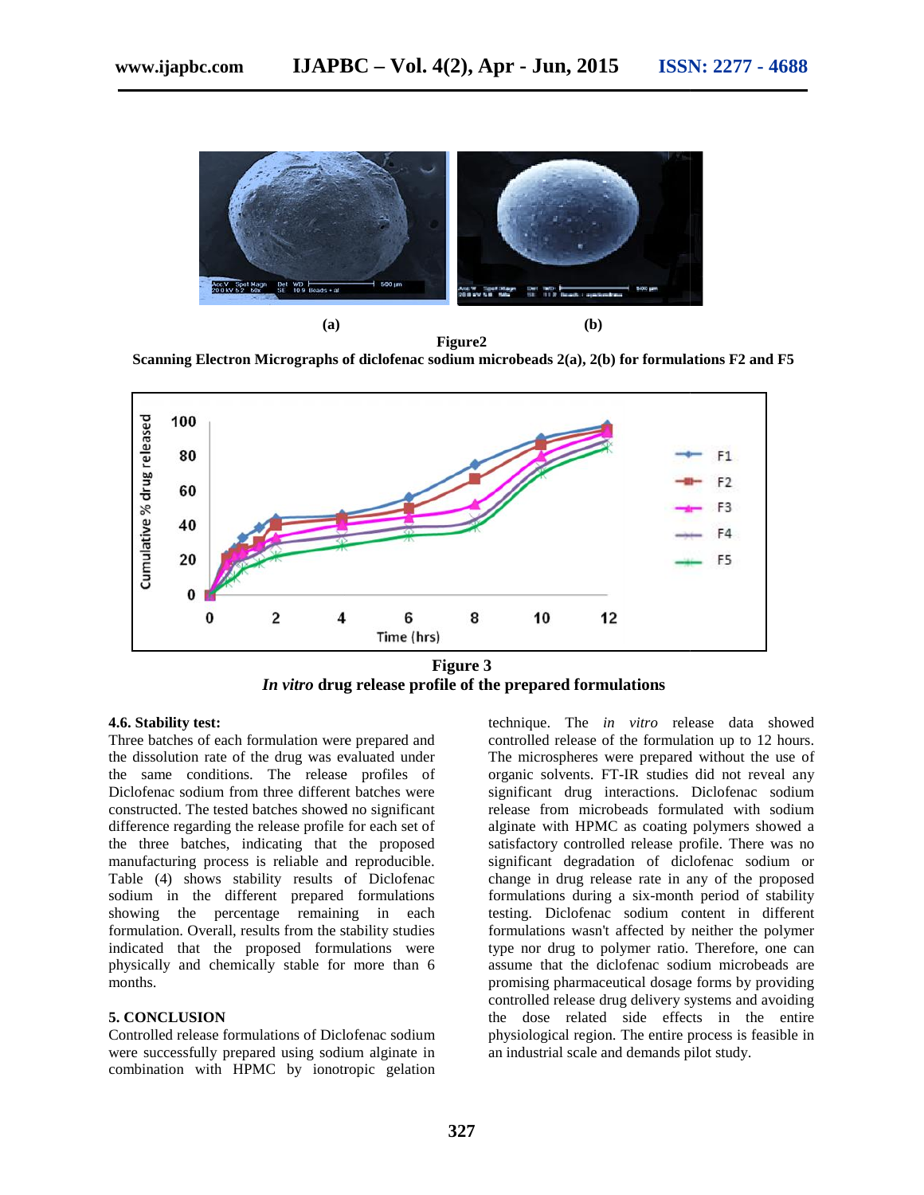(a) (b)

**Figure2**

**Scanning Electron Micrographs of diclofenac sodium microbeads 2(a), 2(b) for formulations F2 and F5**

**Figure 3**

***In vitro* drug release profile of the prepared formulations**

### 4.6. Stability test:

Three batches of each formulation were prepared and the dissolution rate of the drug was evaluated under the same conditions. The release profiles of Diclofenac sodium from three different batches were constructed. The tested batches showed no significant difference regarding the release profile for each set of the three batches, indicating that the proposed manufacturing process is reliable and reproducible. Table (4) shows stability results of Diclofenac sodium in the different prepared formulations showing the percentage remaining in each formulation. Overall, results from the stability studies indicated that the proposed formulations were physically and chemically stable for more than 6 months.

## 5. CONCLUSION

Controlled release formulations of Diclofenac sodium were successfully prepared using sodium alginate in combination with HPMC by ionotropic gelation technique. The *in vitro* release data showed controlled release of the formulation up to 12 hours. The microspheres were prepared without the use of organic solvents. FT-IR studies did not reveal any significant drug interactions. Diclofenac sodium release from microbeads formulated with sodium alginate with HPMC as coating polymers showed a satisfactory controlled release profile. There was no significant degradation of diclofenac sodium or change in drug release rate in any of the proposed formulations during a six-month period of stability testing. Diclofenac sodium content in different formulations wasn't affected by neither the polymer type nor drug to polymer ratio. Therefore, one can assume that the diclofenac sodium microbeads are promising pharmaceutical dosage forms by providing controlled release drug delivery systems and avoiding the dose related side effects in the entire physiological region. The entire process is feasible in an industrial scale and demands pilot study.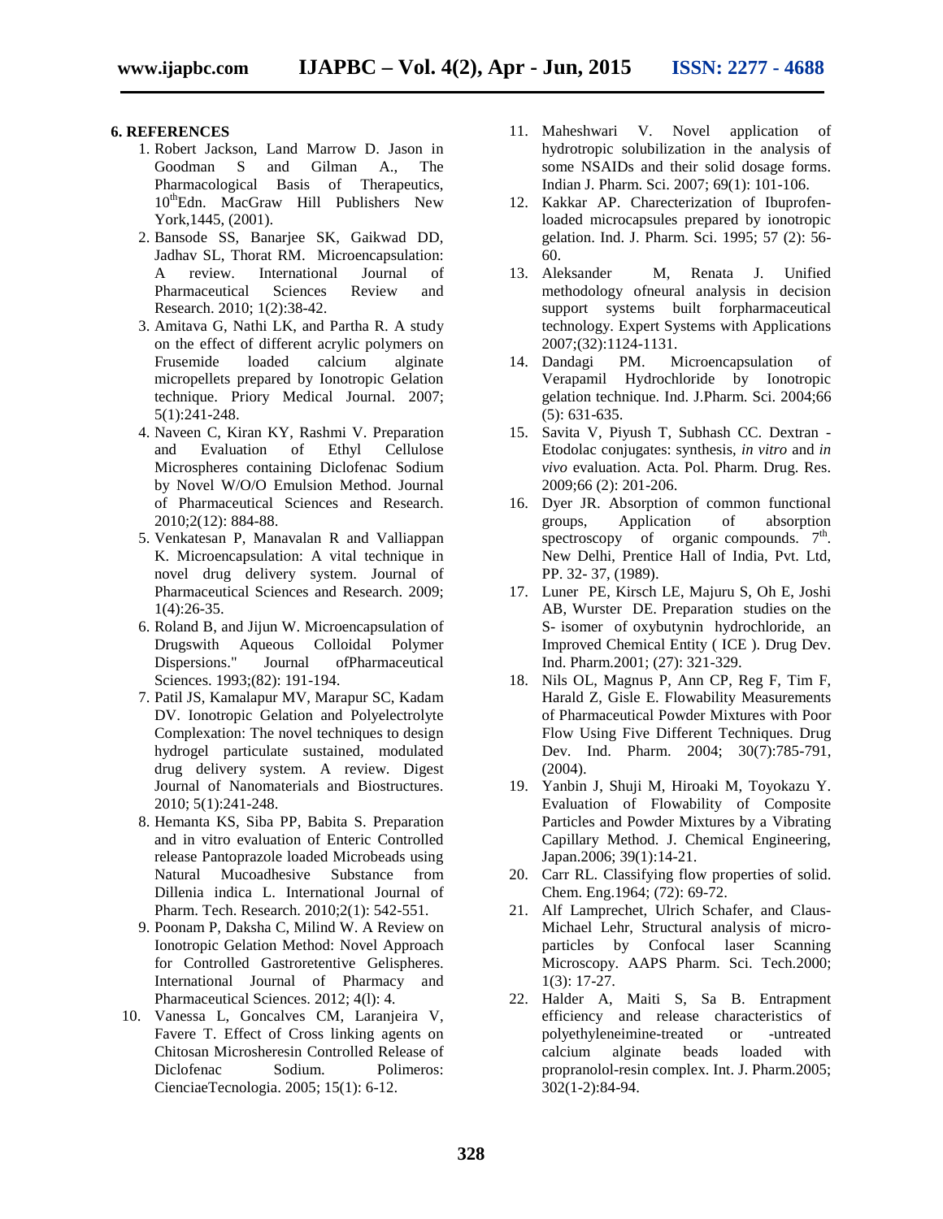## 6. REFERENCES

1. Robert Jackson, Land Marrow D. Jason in Goodman S and Gilman A., The Pharmacological Basis of Therapeutics, 10thEdn. MacGraw Hill Publishers New York,1445, (2001).
2. Bansode SS, Banarjee SK, Gaikwad DD, Jadhav SL, Thorat RM. Microencapsulation: A review. International Journal of Pharmaceutical Sciences Review and Research. 2010; 1(2):38-42.
3. Amitava G, Nathi LK, and Partha R. A study on the effect of different acrylic polymers on Frusemide loaded calcium alginate micropellets prepared by Ionotropic Gelation technique. Priory Medical Journal. 2007; 5(1):241-248.
4. Naveen C, Kiran KY, Rashmi V. Preparation and Evaluation of Ethyl Cellulose Microspheres containing Diclofenac Sodium by Novel W/O/O Emulsion Method. Journal of Pharmaceutical Sciences and Research. 2010;2(12): 884-88.
5. Venkatesan P, Manavalan R and Valliappan K. Microencapsulation: A vital technique in novel drug delivery system. Journal of Pharmaceutical Sciences and Research. 2009; 1(4):26-35.
6. Roland B, and Jijun W. Microencapsulation of Drugswith Aqueous Colloidal Polymer Dispersions." Journal ofPharmaceutical Sciences. 1993;(82): 191-194.
7. Patil JS, Kamalapur MV, Marapur SC, Kadam DV. Ionotropic Gelation and Polyelectrolyte Complexation: The novel techniques to design hydrogel particulate sustained, modulated drug delivery system. A review. Digest Journal of Nanomaterials and Biostructures. 2010; 5(1):241-248.
8. Hemanta KS, Siba PP, Babita S. Preparation and in vitro evaluation of Enteric Controlled release Pantoprazole loaded Microbeads using Natural Mucoadhesive Substance from Dillenia indica L. International Journal of Pharm. Tech. Research. 2010;2(1): 542-551.
9. Poonam P, Daksha C, Milind W. A Review on Ionotropic Gelation Method: Novel Approach for Controlled Gastroretentive Gelispheres. International Journal of Pharmacy and Pharmaceutical Sciences. 2012; 4(l): 4.
10. Vanessa L, Goncalves CM, Laranjeira V, Favere T. Effect of Cross linking agents on Chitosan Microsheresin Controlled Release of Diclofenac Sodium. Polimeros: CienciaeTecnologia. 2005; 15(1): 6-12.
11. Maheshwari V. Novel application of hydrotropic solubilization in the analysis of some NSAIDs and their solid dosage forms. Indian J. Pharm. Sci. 2007; 69(1): 101-106.
12. Kakkar AP. Charecterization of Ibuprofen-loaded microcapsules prepared by ionotropic gelation. Ind. J. Pharm. Sci. 1995; 57 (2): 56-60.
13. Aleksander M, Renata J. Unified methodology ofneural analysis in decision support systems built forpharmaceutical technology. Expert Systems with Applications 2007;(32):1124-1131.
14. Dandagi PM. Microencapsulation of Verapamil Hydrochloride by Ionotropic gelation technique. Ind. J.Pharm. Sci. 2004;66 (5): 631-635.
15. Savita V, Piyush T, Subhash CC. Dextran - Etodolac conjugates: synthesis, *in vitro* and *in vivo* evaluation. Acta. Pol. Pharm. Drug. Res. 2009;66 (2): 201-206.
16. Dyer JR. Absorption of common functional groups, Application of absorption spectroscopy of organic compounds. 7th. New Delhi, Prentice Hall of India, Pvt. Ltd, PP. 32- 37, (1989).
17. Luner PE, Kirsch LE, Majuru S, Oh E, Joshi AB, Wurster DE. Preparation studies on the S- isomer of oxybutynin hydrochloride, an Improved Chemical Entity ( ICE ). Drug Dev. Ind. Pharm.2001; (27): 321-329.
18. Nils OL, Magnus P, Ann CP, Reg F, Tim F, Harald Z, Gisle E. Flowability Measurements of Pharmaceutical Powder Mixtures with Poor Flow Using Five Different Techniques. Drug Dev. Ind. Pharm. 2004; 30(7):785-791, (2004).
19. Yanbin J, Shuji M, Hiroaki M, Toyokazu Y. Evaluation of Flowability of Composite Particles and Powder Mixtures by a Vibrating Capillary Method. J. Chemical Engineering, Japan.2006; 39(1):14-21.
20. Carr RL. Classifying flow properties of solid. Chem. Eng.1964; (72): 69-72.
21. Alf Lamprechet, Ulrich Schafer, and Claus-Michael Lehr, Structural analysis of micro-particles by Confocal laser Scanning Microscopy. AAPS Pharm. Sci. Tech.2000; 1(3): 17-27.
22. Halder A, Maiti S, Sa B. Entrapment efficiency and release characteristics of polyethyleneimine-treated or -untreated calcium alginate beads loaded with propranolol-resin complex. Int. J. Pharm.2005; 302(1-2):84-94.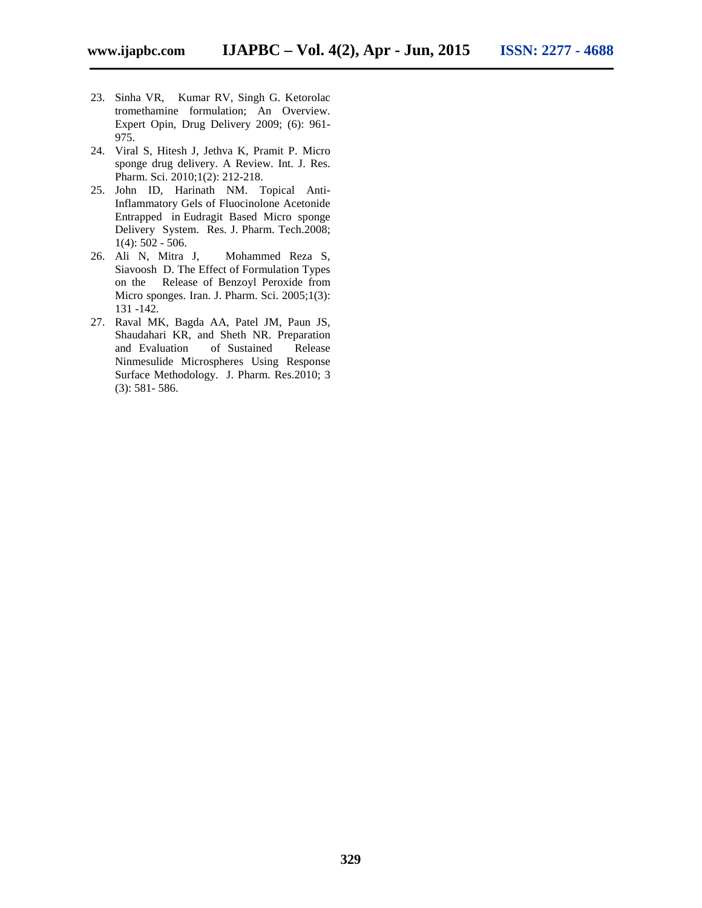23. Sinha VR, Kumar RV, Singh G. Ketorolac tromethamine formulation; An Overview. Expert Opin, Drug Delivery 2009; (6): 961-975.
24. Viral S, Hitesh J, Jethva K, Pramit P. Micro sponge drug delivery. A Review. Int. J. Res. Pharm. Sci. 2010;1(2): 212-218.
25. John ID, Harinath NM. Topical Anti-Inflammatory Gels of Fluocinolone Acetonide Entrapped in Eudragit Based Micro sponge Delivery System. Res. J. Pharm. Tech.2008; 1(4): 502 - 506.
26. Ali N, Mitra J, Mohammed Reza S, Siavoosh D. The Effect of Formulation Types on the Release of Benzoyl Peroxide from Micro sponges. Iran. J. Pharm. Sci. 2005;1(3): 131 -142.
27. Raval MK, Bagda AA, Patel JM, Paun JS, Shaudahari KR, and Sheth NR. Preparation and Evaluation of Sustained Release Ninmesulide Microspheres Using Response Surface Methodology. J. Pharm. Res.2010; 3 (3): 581- 586.